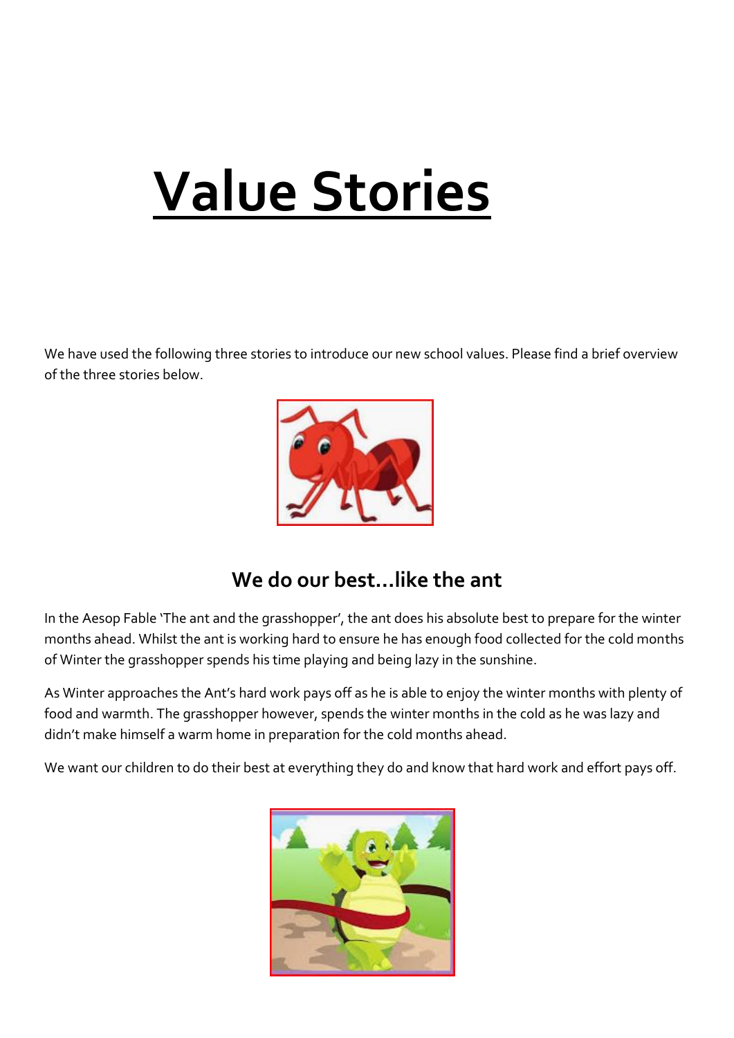# Value Stories

We have used the following three stories to introduce our new school values. Please find a brief overview of the three stories below.

## We do our best…like the ant

In the Aesop Fable 'The ant and the grasshopper', the ant does his absolute best to prepare for the winter months ahead. Whilst the ant is working hard to ensure he has enough food collected for the cold months of Winter the grasshopper spends his time playing and being lazy in the sunshine.

As Winter approaches the Ant's hard work pays off as he is able to enjoy the winter months with plenty of food and warmth. The grasshopper however, spends the winter months in the cold as he was lazy and didn't make himself a warm home in preparation for the cold months ahead.

We want our children to do their best at everything they do and know that hard work and effort pays off.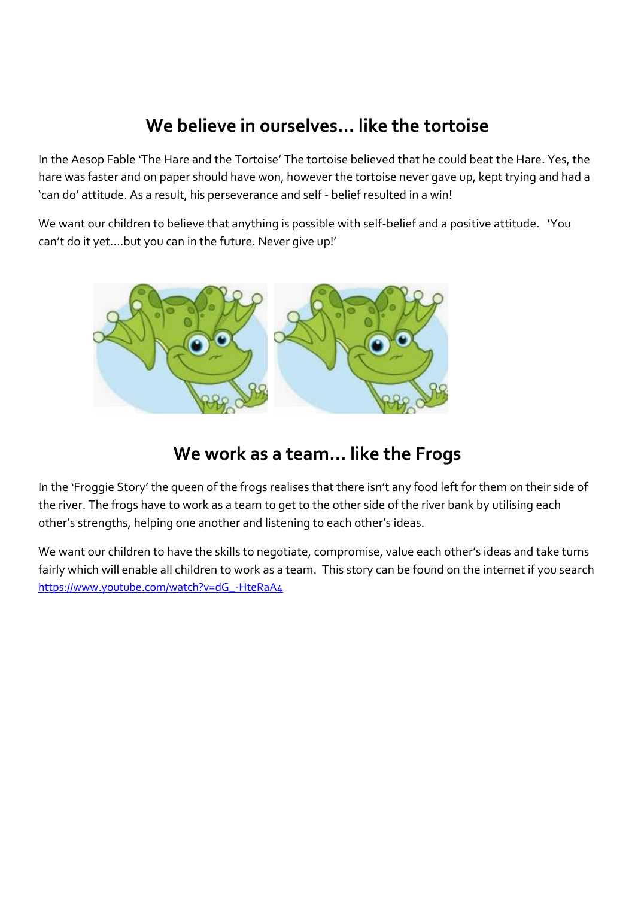## We believe in ourselves… like the tortoise

In the Aesop Fable 'The Hare and the Tortoise' The tortoise believed that he could beat the Hare. Yes, the hare was faster and on paper should have won, however the tortoise never gave up, kept trying and had a 'can do' attitude. As a result, his perseverance and self - belief resulted in a win!

We want our children to believe that anything is possible with self-belief and a positive attitude. 'You can't do it yet….but you can in the future. Never give up!'

## We work as a team… like the Frogs

In the 'Froggie Story' the queen of the frogs realises that there isn't any food left for them on their side of the river. The frogs have to work as a team to get to the other side of the river bank by utilising each other's strengths, helping one another and listening to each other's ideas.

We want our children to have the skills to negotiate, compromise, value each other's ideas and take turns fairly which will enable all children to work as a team. This story can be found on the internet if you search https://www.youtube.com/watch?v=dG_-HteRaA4